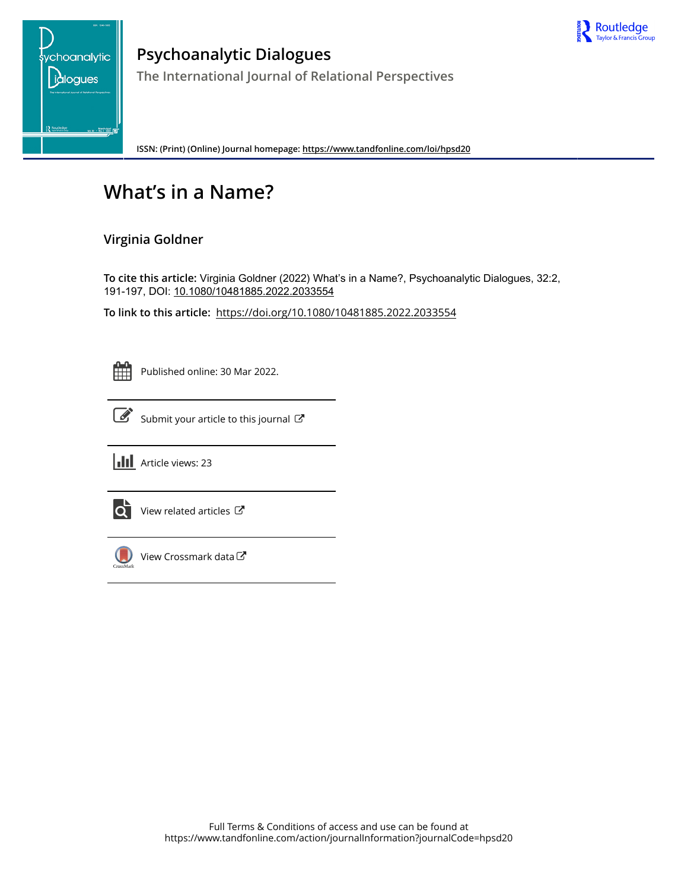# Psychoanalytic Dialogues

## The International Journal of Relational Perspectives

ISSN: (Print) (Online) Journal homepage: https://www.tandfonline.com/loi/hpsd20

# What's in a Name?

## Virginia Goldner

**To cite this article:** Virginia Goldner (2022) What's in a Name?, Psychoanalytic Dialogues, 32:2, 191-197, DOI: 10.1080/10481885.2022.2033554

**To link to this article:** https://doi.org/10.1080/10481885.2022.2033554

Published online: 30 Mar 2022.

Submit your article to this journal

Article views: 23

View related articles

View Crossmark data

Full Terms & Conditions of access and use can be found at
https://www.tandfonline.com/action/journalInformation?journalCode=hpsd20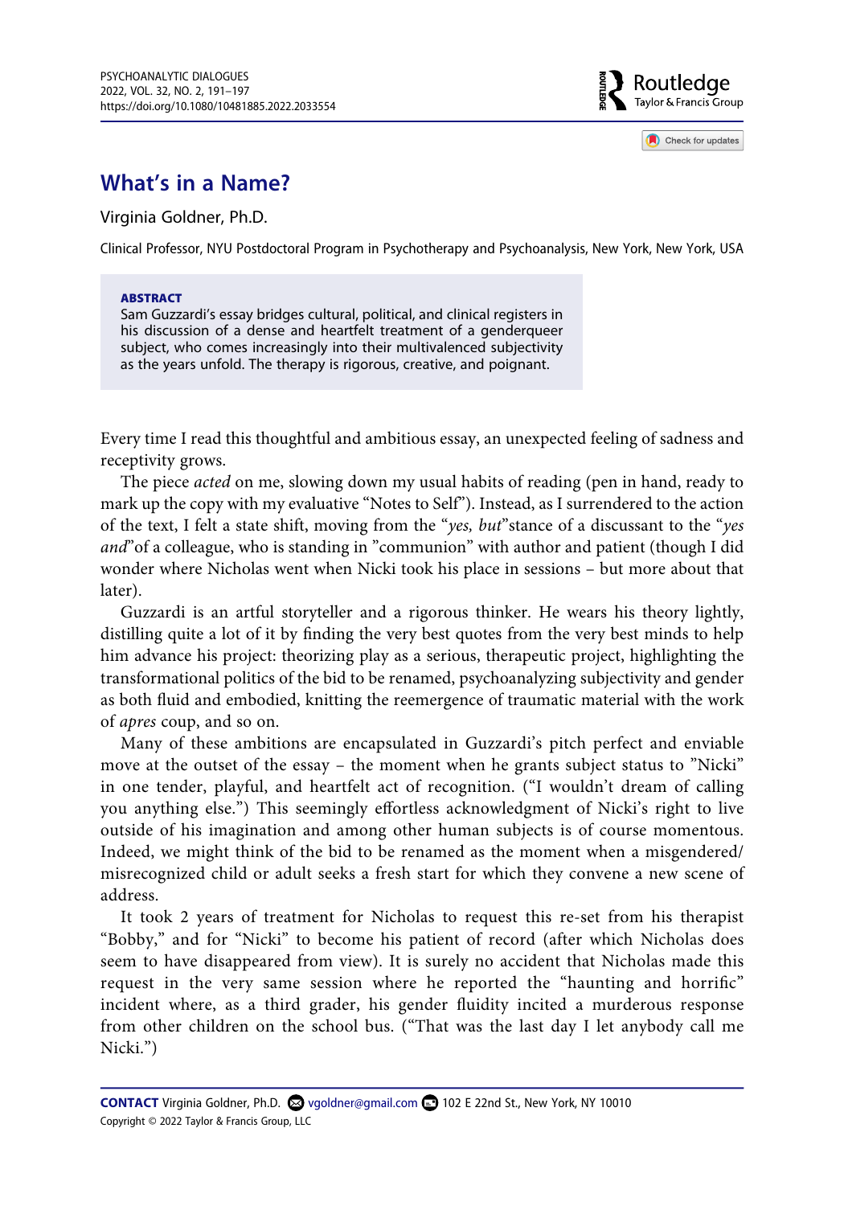# What's in a Name?

Virginia Goldner, Ph.D.

Clinical Professor, NYU Postdoctoral Program in Psychotherapy and Psychoanalysis, New York, New York, USA

**ABSTRACT**

Sam Guzzardi's essay bridges cultural, political, and clinical registers in his discussion of a dense and heartfelt treatment of a genderqueer subject, who comes increasingly into their multivalenced subjectivity as the years unfold. The therapy is rigorous, creative, and poignant.

Every time I read this thoughtful and ambitious essay, an unexpected feeling of sadness and receptivity grows.

The piece *acted* on me, slowing down my usual habits of reading (pen in hand, ready to mark up the copy with my evaluative "Notes to Self"). Instead, as I surrendered to the action of the text, I felt a state shift, moving from the "*yes, but*"stance of a discussant to the "*yes and*"of a colleague, who is standing in "communion" with author and patient (though I did wonder where Nicholas went when Nicki took his place in sessions – but more about that later).

Guzzardi is an artful storyteller and a rigorous thinker. He wears his theory lightly, distilling quite a lot of it by finding the very best quotes from the very best minds to help him advance his project: theorizing play as a serious, therapeutic project, highlighting the transformational politics of the bid to be renamed, psychoanalyzing subjectivity and gender as both fluid and embodied, knitting the reemergence of traumatic material with the work of *apres* coup, and so on.

Many of these ambitions are encapsulated in Guzzardi's pitch perfect and enviable move at the outset of the essay – the moment when he grants subject status to "Nicki" in one tender, playful, and heartfelt act of recognition. ("I wouldn't dream of calling you anything else.") This seemingly effortless acknowledgment of Nicki's right to live outside of his imagination and among other human subjects is of course momentous. Indeed, we might think of the bid to be renamed as the moment when a misgendered/misrecognized child or adult seeks a fresh start for which they convene a new scene of address.

It took 2 years of treatment for Nicholas to request this re-set from his therapist "Bobby," and for "Nicki" to become his patient of record (after which Nicholas does seem to have disappeared from view). It is surely no accident that Nicholas made this request in the very same session where he reported the "haunting and horrific" incident where, as a third grader, his gender fluidity incited a murderous response from other children on the school bus. ("That was the last day I let anybody call me Nicki.")

**CONTACT** Virginia Goldner, Ph.D. vgoldner@gmail.com 102 E 22nd St., New York, NY 10010

Copyright © 2022 Taylor & Francis Group, LLC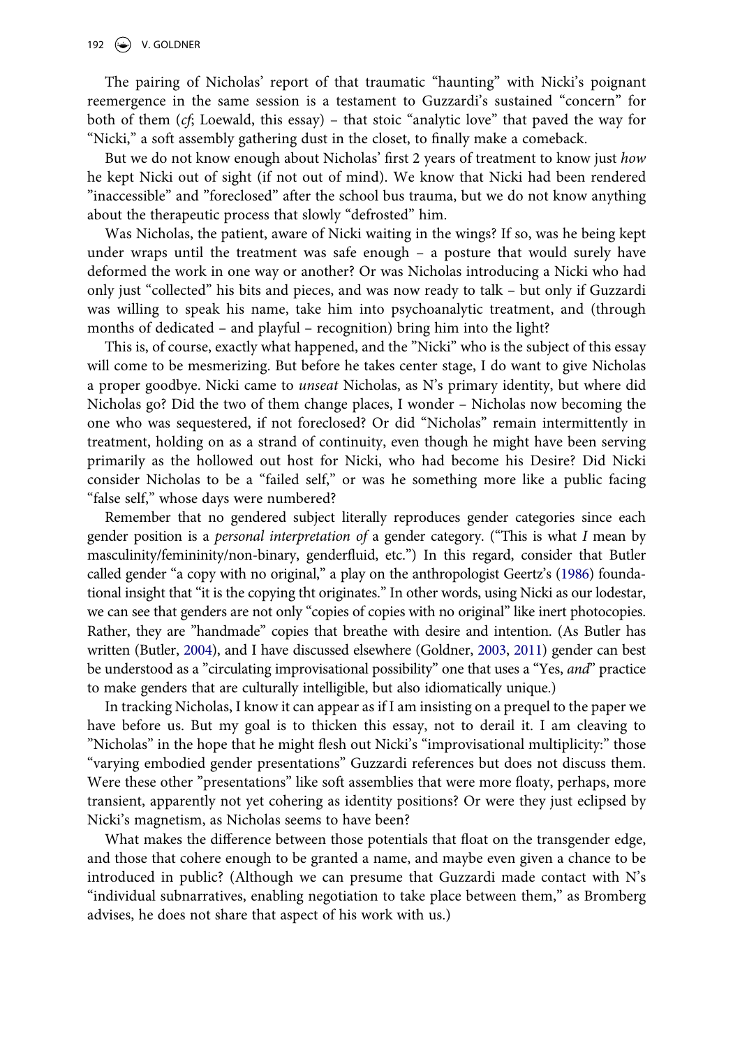The pairing of Nicholas' report of that traumatic "haunting" with Nicki's poignant reemergence in the same session is a testament to Guzzardi's sustained "concern" for both of them (*cf*; Loewald, this essay) – that stoic "analytic love" that paved the way for "Nicki," a soft assembly gathering dust in the closet, to finally make a comeback.

But we do not know enough about Nicholas' first 2 years of treatment to know just *how* he kept Nicki out of sight (if not out of mind). We know that Nicki had been rendered "inaccessible" and "foreclosed" after the school bus trauma, but we do not know anything about the therapeutic process that slowly "defrosted" him.

Was Nicholas, the patient, aware of Nicki waiting in the wings? If so, was he being kept under wraps until the treatment was safe enough – a posture that would surely have deformed the work in one way or another? Or was Nicholas introducing a Nicki who had only just "collected" his bits and pieces, and was now ready to talk – but only if Guzzardi was willing to speak his name, take him into psychoanalytic treatment, and (through months of dedicated – and playful – recognition) bring him into the light?

This is, of course, exactly what happened, and the "Nicki" who is the subject of this essay will come to be mesmerizing. But before he takes center stage, I do want to give Nicholas a proper goodbye. Nicki came to *unseat* Nicholas, as N's primary identity, but where did Nicholas go? Did the two of them change places, I wonder – Nicholas now becoming the one who was sequestered, if not foreclosed? Or did "Nicholas" remain intermittently in treatment, holding on as a strand of continuity, even though he might have been serving primarily as the hollowed out host for Nicki, who had become his Desire? Did Nicki consider Nicholas to be a "failed self," or was he something more like a public facing "false self," whose days were numbered?

Remember that no gendered subject literally reproduces gender categories since each gender position is a *personal interpretation of* a gender category. ("This is what *I* mean by masculinity/femininity/non-binary, genderfluid, etc.") In this regard, consider that Butler called gender "a copy with no original," a play on the anthropologist Geertz's (1986) foundational insight that "it is the copying tht originates." In other words, using Nicki as our lodestar, we can see that genders are not only "copies of copies with no original" like inert photocopies. Rather, they are "handmade" copies that breathe with desire and intention. (As Butler has written (Butler, 2004), and I have discussed elsewhere (Goldner, 2003, 2011) gender can best be understood as a "circulating improvisational possibility" one that uses a "Yes, *and*" practice to make genders that are culturally intelligible, but also idiomatically unique.)

In tracking Nicholas, I know it can appear as if I am insisting on a prequel to the paper we have before us. But my goal is to thicken this essay, not to derail it. I am cleaving to "Nicholas" in the hope that he might flesh out Nicki's "improvisational multiplicity:" those "varying embodied gender presentations" Guzzardi references but does not discuss them. Were these other "presentations" like soft assemblies that were more floaty, perhaps, more transient, apparently not yet cohering as identity positions? Or were they just eclipsed by Nicki's magnetism, as Nicholas seems to have been?

What makes the difference between those potentials that float on the transgender edge, and those that cohere enough to be granted a name, and maybe even given a chance to be introduced in public? (Although we can presume that Guzzardi made contact with N's "individual subnarratives, enabling negotiation to take place between them," as Bromberg advises, he does not share that aspect of his work with us.)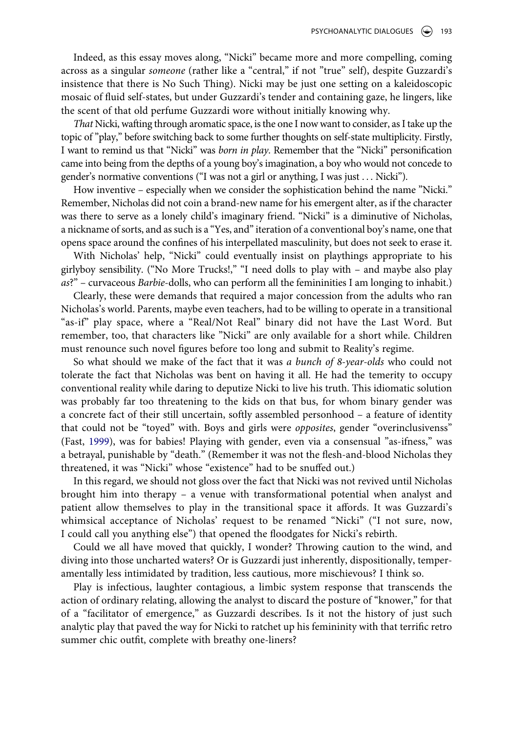Indeed, as this essay moves along, "Nicki" became more and more compelling, coming across as a singular *someone* (rather like a "central," if not "true" self), despite Guzzardi's insistence that there is No Such Thing). Nicki may be just one setting on a kaleidoscopic mosaic of fluid self-states, but under Guzzardi's tender and containing gaze, he lingers, like the scent of that old perfume Guzzardi wore without initially knowing why.

*That* Nicki, wafting through aromatic space, is the one I now want to consider, as I take up the topic of "play," before switching back to some further thoughts on self-state multiplicity. Firstly, I want to remind us that "Nicki" was *born in play*. Remember that the "Nicki" personification came into being from the depths of a young boy's imagination, a boy who would not concede to gender's normative conventions ("I was not a girl or anything, I was just . . . Nicki").

How inventive – especially when we consider the sophistication behind the name "Nicki." Remember, Nicholas did not coin a brand-new name for his emergent alter, as if the character was there to serve as a lonely child's imaginary friend. "Nicki" is a diminutive of Nicholas, a nickname of sorts, and as such is a "Yes, and" iteration of a conventional boy's name, one that opens space around the confines of his interpellated masculinity, but does not seek to erase it.

With Nicholas' help, "Nicki" could eventually insist on playthings appropriate to his girlyboy sensibility. ("No More Trucks!," "I need dolls to play with – and maybe also play *as*?" – curvaceous *Barbie*-dolls, who can perform all the femininities I am longing to inhabit.)

Clearly, these were demands that required a major concession from the adults who ran Nicholas's world. Parents, maybe even teachers, had to be willing to operate in a transitional "as-if" play space, where a "Real/Not Real" binary did not have the Last Word. But remember, too, that characters like "Nicki" are only available for a short while. Children must renounce such novel figures before too long and submit to Reality's regime.

So what should we make of the fact that it was *a bunch of 8-year-olds* who could not tolerate the fact that Nicholas was bent on having it all. He had the temerity to occupy conventional reality while daring to deputize Nicki to live his truth. This idiomatic solution was probably far too threatening to the kids on that bus, for whom binary gender was a concrete fact of their still uncertain, softly assembled personhood – a feature of identity that could not be "toyed" with. Boys and girls were *opposites*, gender "overinclusivenss" (Fast, 1999), was for babies! Playing with gender, even via a consensual "as-ifness," was a betrayal, punishable by "death." (Remember it was not the flesh-and-blood Nicholas they threatened, it was "Nicki" whose "existence" had to be snuffed out.)

In this regard, we should not gloss over the fact that Nicki was not revived until Nicholas brought him into therapy – a venue with transformational potential when analyst and patient allow themselves to play in the transitional space it affords. It was Guzzardi's whimsical acceptance of Nicholas' request to be renamed "Nicki" ("I not sure, now, I could call you anything else") that opened the floodgates for Nicki's rebirth.

Could we all have moved that quickly, I wonder? Throwing caution to the wind, and diving into those uncharted waters? Or is Guzzardi just inherently, dispositionally, temperamentally less intimidated by tradition, less cautious, more mischievous? I think so.

Play is infectious, laughter contagious, a limbic system response that transcends the action of ordinary relating, allowing the analyst to discard the posture of "knower," for that of a "facilitator of emergence," as Guzzardi describes. Is it not the history of just such analytic play that paved the way for Nicki to ratchet up his femininity with that terrific retro summer chic outfit, complete with breathy one-liners?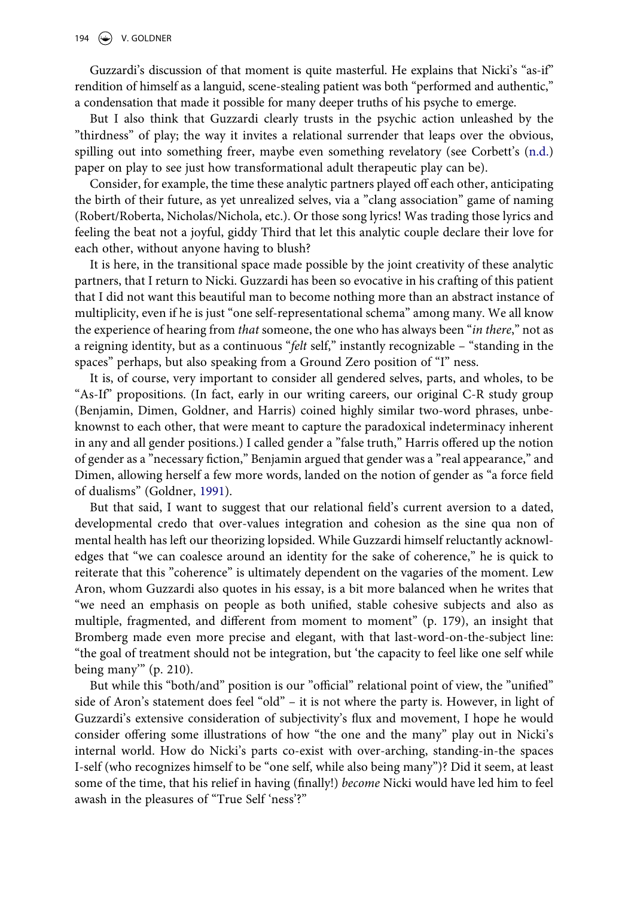Guzzardi's discussion of that moment is quite masterful. He explains that Nicki's "as-if" rendition of himself as a languid, scene-stealing patient was both "performed and authentic," a condensation that made it possible for many deeper truths of his psyche to emerge.

But I also think that Guzzardi clearly trusts in the psychic action unleashed by the "thirdness" of play; the way it invites a relational surrender that leaps over the obvious, spilling out into something freer, maybe even something revelatory (see Corbett's (n.d.) paper on play to see just how transformational adult therapeutic play can be).

Consider, for example, the time these analytic partners played off each other, anticipating the birth of their future, as yet unrealized selves, via a "clang association" game of naming (Robert/Roberta, Nicholas/Nichola, etc.). Or those song lyrics! Was trading those lyrics and feeling the beat not a joyful, giddy Third that let this analytic couple declare their love for each other, without anyone having to blush?

It is here, in the transitional space made possible by the joint creativity of these analytic partners, that I return to Nicki. Guzzardi has been so evocative in his crafting of this patient that I did not want this beautiful man to become nothing more than an abstract instance of multiplicity, even if he is just "one self-representational schema" among many. We all know the experience of hearing from *that* someone, the one who has always been "*in there*," not as a reigning identity, but as a continuous "*felt* self," instantly recognizable – "standing in the spaces" perhaps, but also speaking from a Ground Zero position of "I" ness.

It is, of course, very important to consider all gendered selves, parts, and wholes, to be "As-If" propositions. (In fact, early in our writing careers, our original C-R study group (Benjamin, Dimen, Goldner, and Harris) coined highly similar two-word phrases, unbeknownst to each other, that were meant to capture the paradoxical indeterminacy inherent in any and all gender positions.) I called gender a "false truth," Harris offered up the notion of gender as a "necessary fiction," Benjamin argued that gender was a "real appearance," and Dimen, allowing herself a few more words, landed on the notion of gender as "a force field of dualisms" (Goldner, 1991).

But that said, I want to suggest that our relational field's current aversion to a dated, developmental credo that over-values integration and cohesion as the sine qua non of mental health has left our theorizing lopsided. While Guzzardi himself reluctantly acknowledges that "we can coalesce around an identity for the sake of coherence," he is quick to reiterate that this "coherence" is ultimately dependent on the vagaries of the moment. Lew Aron, whom Guzzardi also quotes in his essay, is a bit more balanced when he writes that "we need an emphasis on people as both unified, stable cohesive subjects and also as multiple, fragmented, and different from moment to moment" (p. 179), an insight that Bromberg made even more precise and elegant, with that last-word-on-the-subject line: "the goal of treatment should not be integration, but 'the capacity to feel like one self while being many'" (p. 210).

But while this "both/and" position is our "official" relational point of view, the "unified" side of Aron's statement does feel "old" – it is not where the party is. However, in light of Guzzardi's extensive consideration of subjectivity's flux and movement, I hope he would consider offering some illustrations of how "the one and the many" play out in Nicki's internal world. How do Nicki's parts co-exist with over-arching, standing-in-the spaces I-self (who recognizes himself to be "one self, while also being many")? Did it seem, at least some of the time, that his relief in having (finally!) *become* Nicki would have led him to feel awash in the pleasures of "True Self 'ness'?"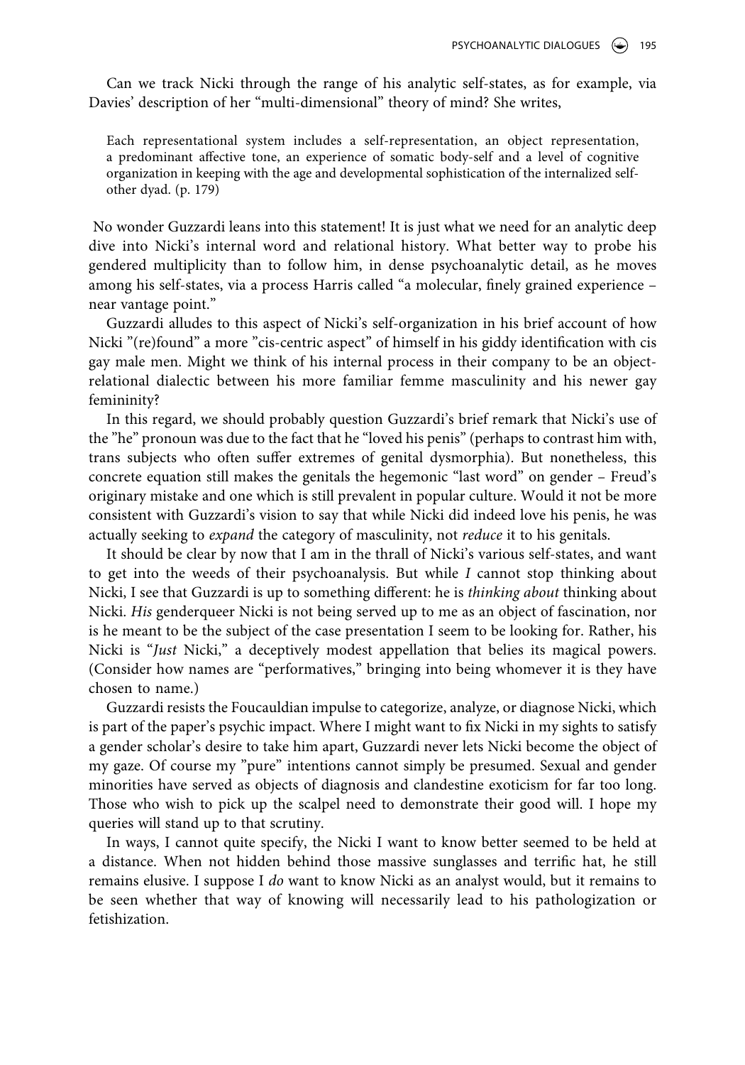Can we track Nicki through the range of his analytic self-states, as for example, via Davies' description of her "multi-dimensional" theory of mind? She writes,

> Each representational system includes a self-representation, an object representation, a predominant affective tone, an experience of somatic body-self and a level of cognitive organization in keeping with the age and developmental sophistication of the internalized self-other dyad. (p. 179)

No wonder Guzzardi leans into this statement! It is just what we need for an analytic deep dive into Nicki's internal word and relational history. What better way to probe his gendered multiplicity than to follow him, in dense psychoanalytic detail, as he moves among his self-states, via a process Harris called "a molecular, finely grained experience – near vantage point."

Guzzardi alludes to this aspect of Nicki's self-organization in his brief account of how Nicki "(re)found" a more "cis-centric aspect" of himself in his giddy identification with cis gay male men. Might we think of his internal process in their company to be an object-relational dialectic between his more familiar femme masculinity and his newer gay femininity?

In this regard, we should probably question Guzzardi's brief remark that Nicki's use of the "he" pronoun was due to the fact that he "loved his penis" (perhaps to contrast him with, trans subjects who often suffer extremes of genital dysmorphia). But nonetheless, this concrete equation still makes the genitals the hegemonic "last word" on gender – Freud's originary mistake and one which is still prevalent in popular culture. Would it not be more consistent with Guzzardi's vision to say that while Nicki did indeed love his penis, he was actually seeking to *expand* the category of masculinity, not *reduce* it to his genitals.

It should be clear by now that I am in the thrall of Nicki's various self-states, and want to get into the weeds of their psychoanalysis. But while *I* cannot stop thinking about Nicki, I see that Guzzardi is up to something different: he is *thinking about* thinking about Nicki. *His* genderqueer Nicki is not being served up to me as an object of fascination, nor is he meant to be the subject of the case presentation I seem to be looking for. Rather, his Nicki is "*Just* Nicki," a deceptively modest appellation that belies its magical powers. (Consider how names are "performatives," bringing into being whomever it is they have chosen to name.)

Guzzardi resists the Foucauldian impulse to categorize, analyze, or diagnose Nicki, which is part of the paper's psychic impact. Where I might want to fix Nicki in my sights to satisfy a gender scholar's desire to take him apart, Guzzardi never lets Nicki become the object of my gaze. Of course my "pure" intentions cannot simply be presumed. Sexual and gender minorities have served as objects of diagnosis and clandestine exoticism for far too long. Those who wish to pick up the scalpel need to demonstrate their good will. I hope my queries will stand up to that scrutiny.

In ways, I cannot quite specify, the Nicki I want to know better seemed to be held at a distance. When not hidden behind those massive sunglasses and terrific hat, he still remains elusive. I suppose I *do* want to know Nicki as an analyst would, but it remains to be seen whether that way of knowing will necessarily lead to his pathologization or fetishization.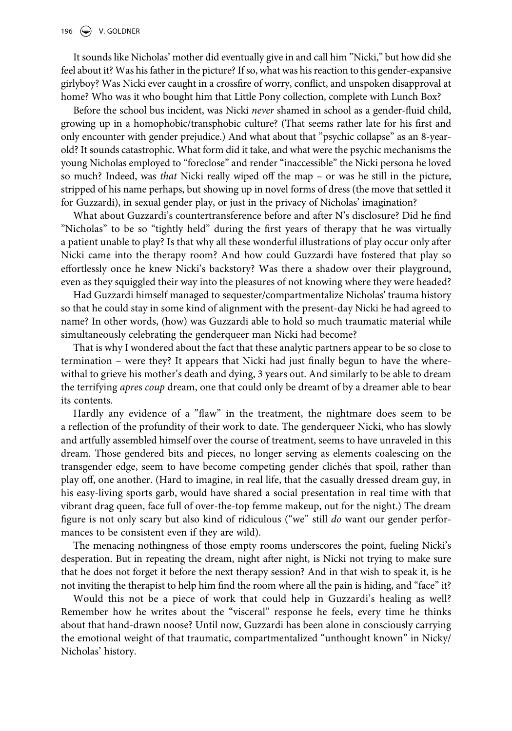It sounds like Nicholas' mother did eventually give in and call him ”Nicki,” but how did she feel about it? Was his father in the picture? If so, what was his reaction to this gender-expansive girlyboy? Was Nicki ever caught in a crossfire of worry, conflict, and unspoken disapproval at home? Who was it who bought him that Little Pony collection, complete with Lunch Box?

Before the school bus incident, was Nicki *never* shamed in school as a gender-fluid child, growing up in a homophobic/transphobic culture? (That seems rather late for his first and only encounter with gender prejudice.) And what about that ”psychic collapse” as an 8-year-old? It sounds catastrophic. What form did it take, and what were the psychic mechanisms the young Nicholas employed to “foreclose” and render “inaccessible” the Nicki persona he loved so much? Indeed, was *that* Nicki really wiped off the map – or was he still in the picture, stripped of his name perhaps, but showing up in novel forms of dress (the move that settled it for Guzzardi), in sexual gender play, or just in the privacy of Nicholas' imagination?

What about Guzzardi's countertransference before and after N's disclosure? Did he find ”Nicholas” to be so “tightly held” during the first years of therapy that he was virtually a patient unable to play? Is that why all these wonderful illustrations of play occur only after Nicki came into the therapy room? And how could Guzzardi have fostered that play so effortlessly once he knew Nicki's backstory? Was there a shadow over their playground, even as they squiggled their way into the pleasures of not knowing where they were headed?

Had Guzzardi himself managed to sequester/compartmentalize Nicholas' trauma history so that he could stay in some kind of alignment with the present-day Nicki he had agreed to name? In other words, (how) was Guzzardi able to hold so much traumatic material while simultaneously celebrating the genderqueer man Nicki had become?

That is why I wondered about the fact that these analytic partners appear to be so close to termination – were they? It appears that Nicki had just finally begun to have the wherewithal to grieve his mother's death and dying, 3 years out. And similarly to be able to dream the terrifying *apres coup* dream, one that could only be dreamt of by a dreamer able to bear its contents.

Hardly any evidence of a ”flaw” in the treatment, the nightmare does seem to be a reflection of the profundity of their work to date. The genderqueer Nicki, who has slowly and artfully assembled himself over the course of treatment, seems to have unraveled in this dream. Those gendered bits and pieces, no longer serving as elements coalescing on the transgender edge, seem to have become competing gender clichés that spoil, rather than play off, one another. (Hard to imagine, in real life, that the casually dressed dream guy, in his easy-living sports garb, would have shared a social presentation in real time with that vibrant drag queen, face full of over-the-top femme makeup, out for the night.) The dream figure is not only scary but also kind of ridiculous (“we” still *do* want our gender performances to be consistent even if they are wild).

The menacing nothingness of those empty rooms underscores the point, fueling Nicki's desperation. But in repeating the dream, night after night, is Nicki not trying to make sure that he does not forget it before the next therapy session? And in that wish to speak it, is he not inviting the therapist to help him find the room where all the pain is hiding, and “face” it?

Would this not be a piece of work that could help in Guzzardi's healing as well? Remember how he writes about the “visceral” response he feels, every time he thinks about that hand-drawn noose? Until now, Guzzardi has been alone in consciously carrying the emotional weight of that traumatic, compartmentalized “unthought known” in Nicky/Nicholas' history.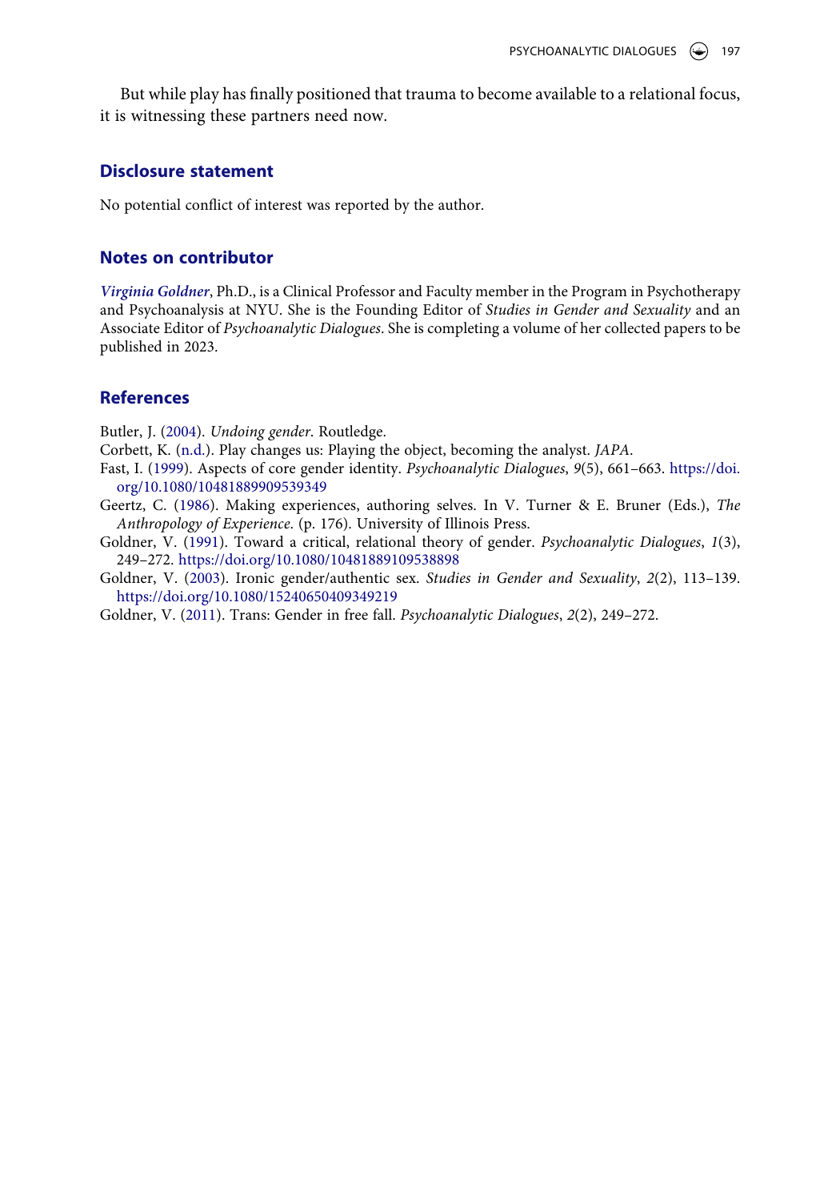But while play has finally positioned that trauma to become available to a relational focus, it is witnessing these partners need now.

## Disclosure statement

No potential conflict of interest was reported by the author.

## Notes on contributor

***Virginia Goldner***, Ph.D., is a Clinical Professor and Faculty member in the Program in Psychotherapy and Psychoanalysis at NYU. She is the Founding Editor of *Studies in Gender and Sexuality* and an Associate Editor of *Psychoanalytic Dialogues*. She is completing a volume of her collected papers to be published in 2023.

## References

Butler, J. (2004). *Undoing gender*. Routledge.

Corbett, K. (n.d.). Play changes us: Playing the object, becoming the analyst. *JAPA*.

Fast, I. (1999). Aspects of core gender identity. *Psychoanalytic Dialogues*, *9*(5), 661–663. https://doi.org/10.1080/10481889909539349

Geertz, C. (1986). Making experiences, authoring selves. In V. Turner & E. Bruner (Eds.), *The Anthropology of Experience*. (p. 176). University of Illinois Press.

Goldner, V. (1991). Toward a critical, relational theory of gender. *Psychoanalytic Dialogues*, *1*(3), 249–272. https://doi.org/10.1080/10481889109538898

Goldner, V. (2003). Ironic gender/authentic sex. *Studies in Gender and Sexuality*, *2*(2), 113–139. https://doi.org/10.1080/15240650409349219

Goldner, V. (2011). Trans: Gender in free fall. *Psychoanalytic Dialogues*, *2*(2), 249–272.